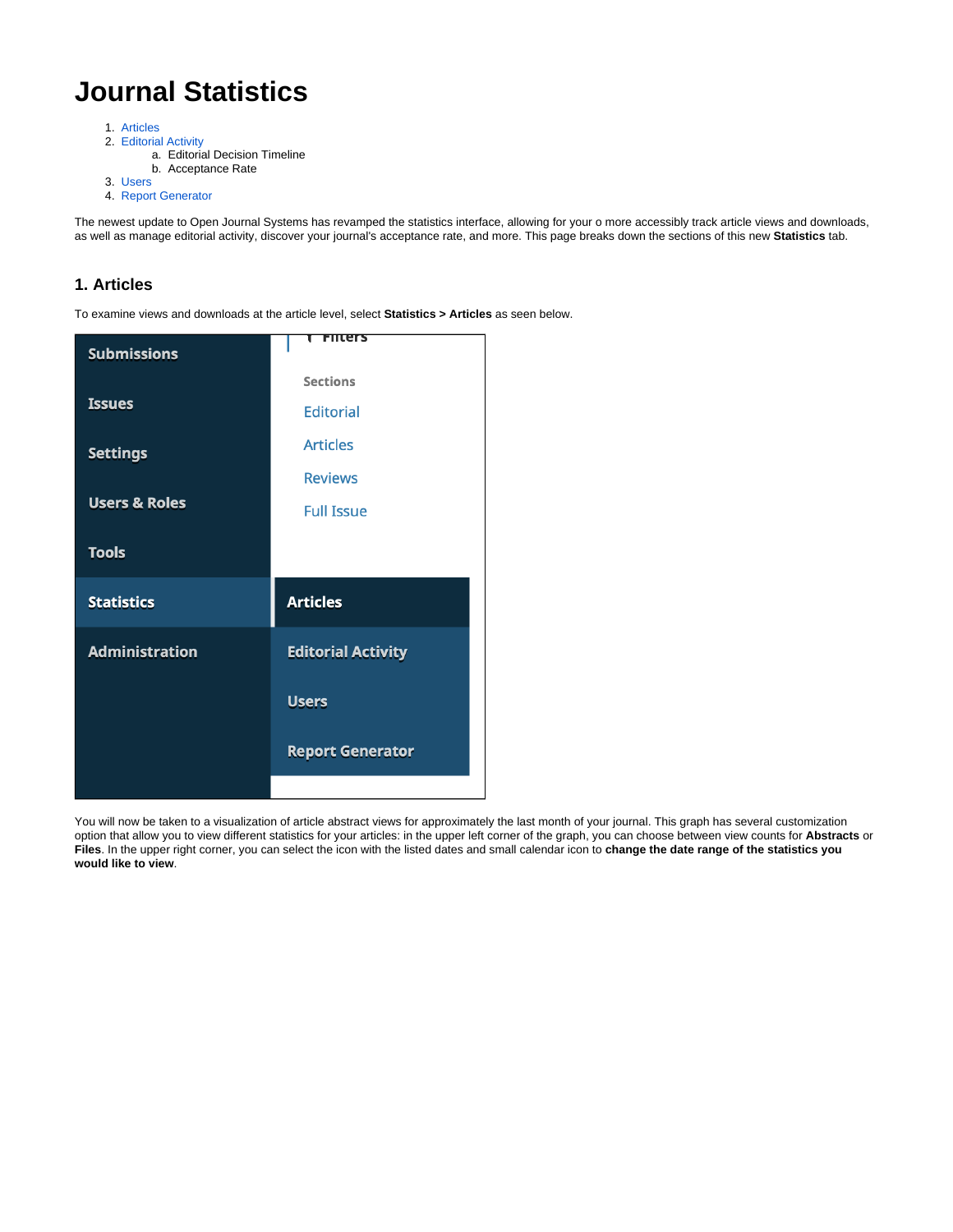# Journal Statistics

1. Articles
2. Editorial Activity
   a. Editorial Decision Timeline
   b. Acceptance Rate
3. Users
4. Report Generator

The newest update to Open Journal Systems has revamped the statistics interface, allowing for your o more accessibly track article views and downloads, as well as manage editorial activity, discover your journal's acceptance rate, and more. This page breaks down the sections of this new **Statistics** tab.

## 1. Articles

To examine views and downloads at the article level, select **Statistics > Articles** as seen below.

You will now be taken to a visualization of article abstract views for approximately the last month of your journal. This graph has several customization option that allow you to view different statistics for your articles: in the upper left corner of the graph, you can choose between view counts for **Abstracts** or **Files**. In the upper right corner, you can select the icon with the listed dates and small calendar icon to **change the date range of the statistics you would like to view**.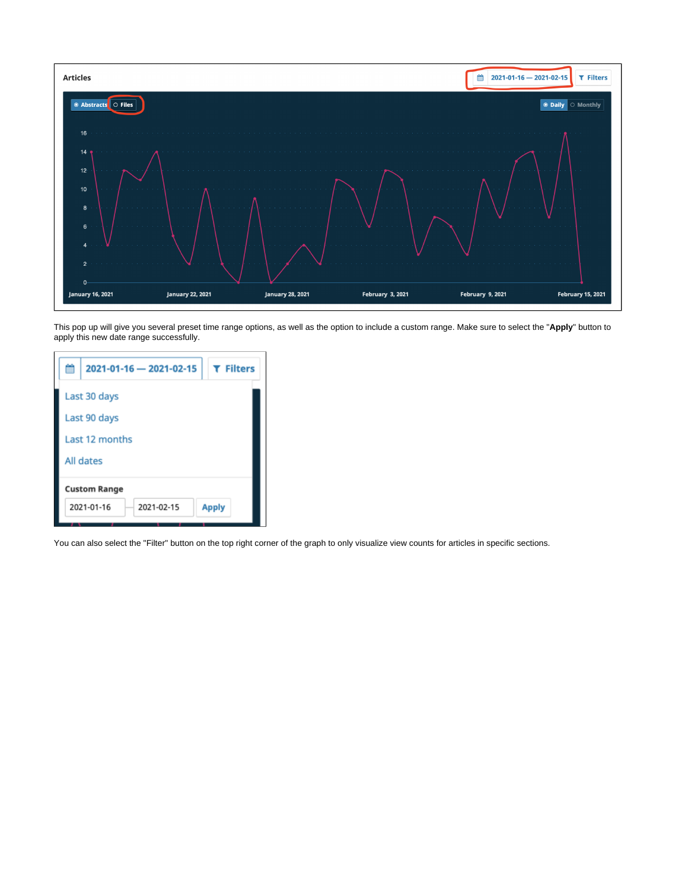This pop up will give you several preset time range options, as well as the option to include a custom range. Make sure to select the "**Apply**" button to apply this new date range successfully.

You can also select the "Filter" button on the top right corner of the graph to only visualize view counts for articles in specific sections.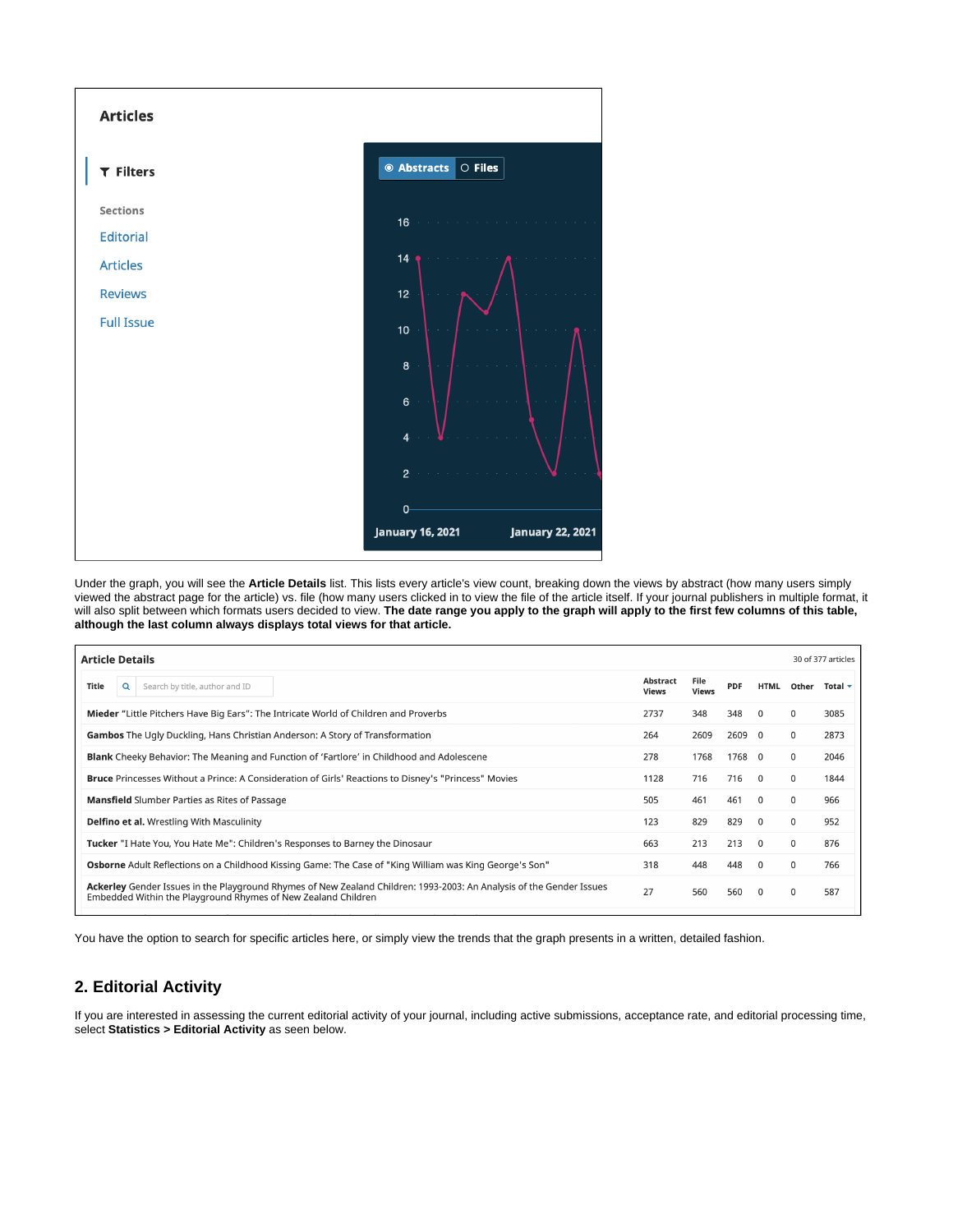## Articles

**Filters**

Sections

Editorial

Articles

Reviews

Full Issue

Abstracts | Files

16
14
12
10
8
6
4
2
0

January 16, 2021 — January 22, 2021

Under the graph, you will see the **Article Details** list. This lists every article's view count, breaking down the views by abstract (how many users simply viewed the abstract page for the article) vs. file (how many users clicked in to view the file of the article itself. If your journal publishers in multiple format, it will also split between which formats users decided to view. **The date range you apply to the graph will apply to the first few columns of this table, although the last column always displays total views for that article.**

**Article Details** — 30 of 377 articles

| Title | Abstract Views | File Views | PDF | HTML | Other | Total |
|---|---|---|---|---|---|---|
| **Mieder** "Little Pitchers Have Big Ears": The Intricate World of Children and Proverbs | 2737 | 348 | 348 | 0 | 0 | 3085 |
| **Gambos** The Ugly Duckling, Hans Christian Anderson: A Story of Transformation | 264 | 2609 | 2609 | 0 | 0 | 2873 |
| **Blank** Cheeky Behavior: The Meaning and Function of 'Fartlore' in Childhood and Adolescene | 278 | 1768 | 1768 | 0 | 0 | 2046 |
| **Bruce** Princesses Without a Prince: A Consideration of Girls' Reactions to Disney's "Princess" Movies | 1128 | 716 | 716 | 0 | 0 | 1844 |
| **Mansfield** Slumber Parties as Rites of Passage | 505 | 461 | 461 | 0 | 0 | 966 |
| **Delfino et al.** Wrestling With Masculinity | 123 | 829 | 829 | 0 | 0 | 952 |
| **Tucker** "I Hate You, You Hate Me": Children's Responses to Barney the Dinosaur | 663 | 213 | 213 | 0 | 0 | 876 |
| **Osborne** Adult Reflections on a Childhood Kissing Game: The Case of "King William was King George's Son" | 318 | 448 | 448 | 0 | 0 | 766 |
| **Ackerley** Gender Issues in the Playground Rhymes of New Zealand Children: 1993-2003: An Analysis of the Gender Issues Embedded Within the Playground Rhymes of New Zealand Children | 27 | 560 | 560 | 0 | 0 | 587 |

You have the option to search for specific articles here, or simply view the trends that the graph presents in a written, detailed fashion.

## 2. Editorial Activity

If you are interested in assessing the current editorial activity of your journal, including active submissions, acceptance rate, and editorial processing time, select **Statistics > Editorial Activity** as seen below.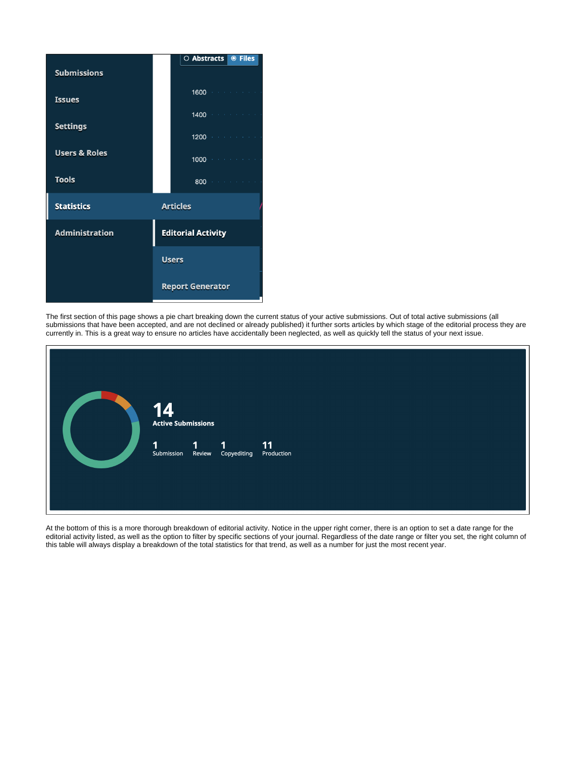The first section of this page shows a pie chart breaking down the current status of your active submissions. Out of total active submissions (all submissions that have been accepted, and are not declined or already published) it further sorts articles by which stage of the editorial process they are currently in. This is a great way to ensure no articles have accidentally been neglected, as well as quickly tell the status of your next issue.

At the bottom of this is a more thorough breakdown of editorial activity. Notice in the upper right corner, there is an option to set a date range for the editorial activity listed, as well as the option to filter by specific sections of your journal. Regardless of the date range or filter you set, the right column of this table will always display a breakdown of the total statistics for that trend, as well as a number for just the most recent year.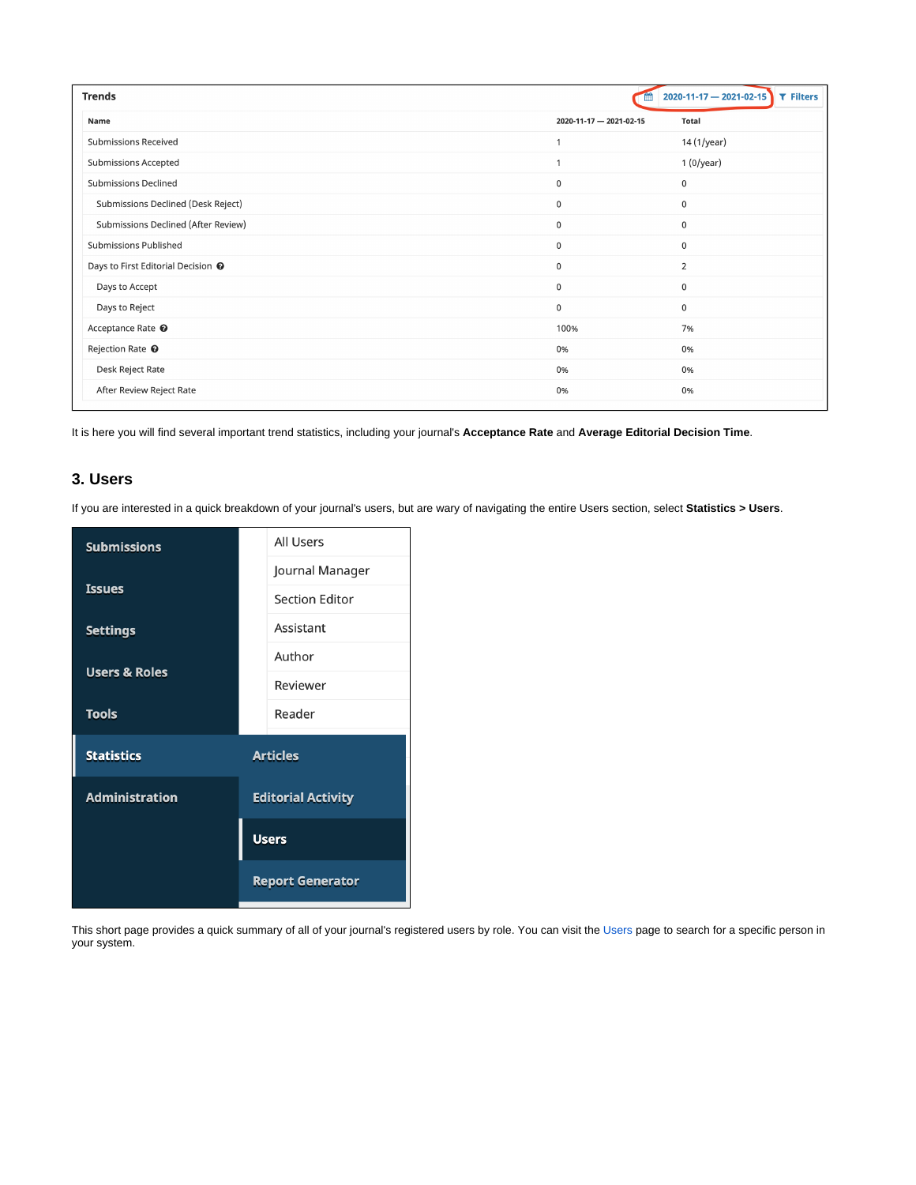**Trends**

2020-11-17 — 2021-02-15 | Filters

| Name | 2020-11-17 — 2021-02-15 | Total |
| --- | --- | --- |
| Submissions Received | 1 | 14 (1/year) |
| Submissions Accepted | 1 | 1 (0/year) |
| Submissions Declined | 0 | 0 |
| Submissions Declined (Desk Reject) | 0 | 0 |
| Submissions Declined (After Review) | 0 | 0 |
| Submissions Published | 0 | 0 |
| Days to First Editorial Decision | 0 | 2 |
| Days to Accept | 0 | 0 |
| Days to Reject | 0 | 0 |
| Acceptance Rate | 100% | 7% |
| Rejection Rate | 0% | 0% |
| Desk Reject Rate | 0% | 0% |
| After Review Reject Rate | 0% | 0% |

It is here you will find several important trend statistics, including your journal's **Acceptance Rate** and **Average Editorial Decision Time**.

## 3. Users

If you are interested in a quick breakdown of your journal's users, but are wary of navigating the entire Users section, select **Statistics > Users**.

- Submissions
- Issues
- Settings
- Users & Roles
- Tools
- Statistics
  - Articles
  - Editorial Activity
  - Users
  - Report Generator
- Administration

- All Users
- Journal Manager
- Section Editor
- Assistant
- Author
- Reviewer
- Reader

This short page provides a quick summary of all of your journal's registered users by role. You can visit the Users page to search for a specific person in your system.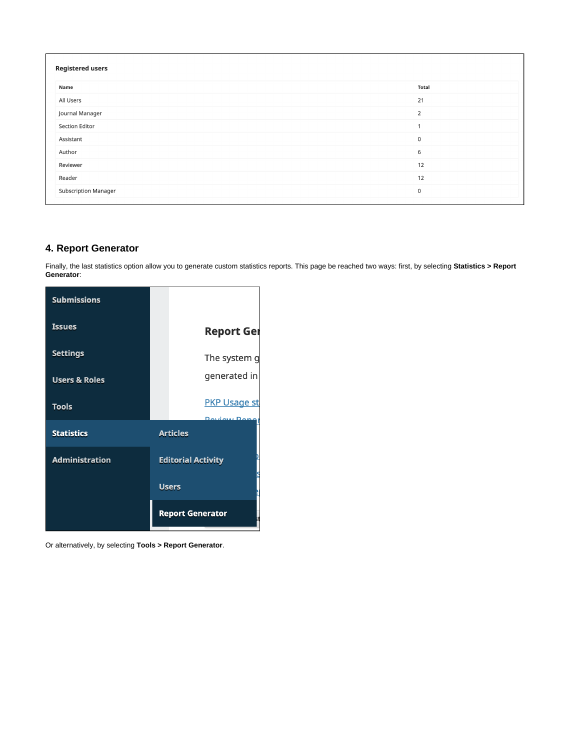**Registered users**

| Name | Total |
| --- | --- |
| All Users | 21 |
| Journal Manager | 2 |
| Section Editor | 1 |
| Assistant | 0 |
| Author | 6 |
| Reviewer | 12 |
| Reader | 12 |
| Subscription Manager | 0 |

## 4. Report Generator

Finally, the last statistics option allow you to generate custom statistics reports. This page be reached two ways: first, by selecting **Statistics > Report Generator**:

Or alternatively, by selecting **Tools > Report Generator**.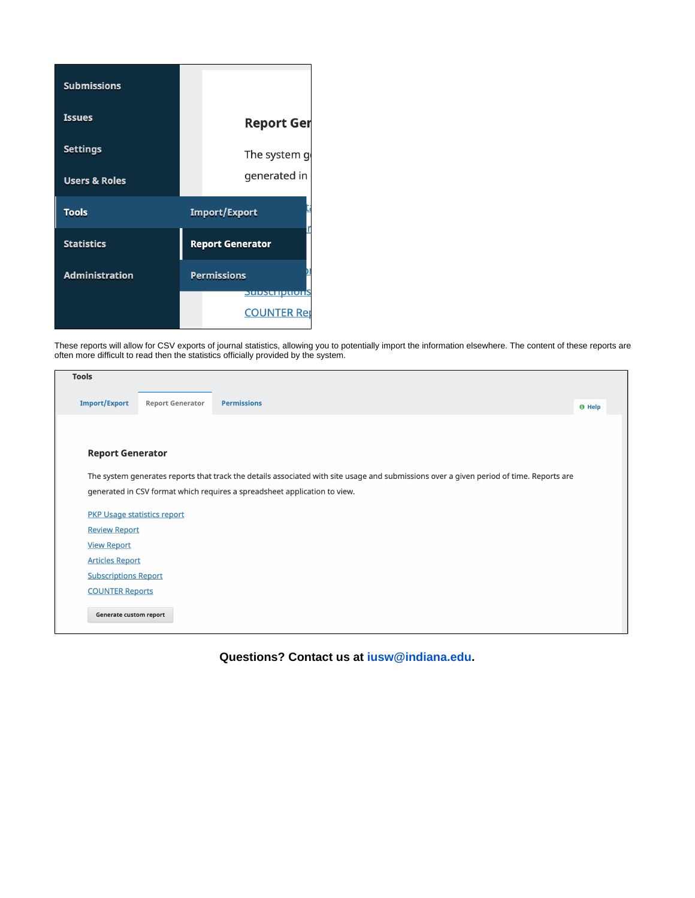These reports will allow for CSV exports of journal statistics, allowing you to potentially import the information elsewhere. The content of these reports are often more difficult to read then the statistics officially provided by the system.

**Questions? Contact us at iusw@indiana.edu.**